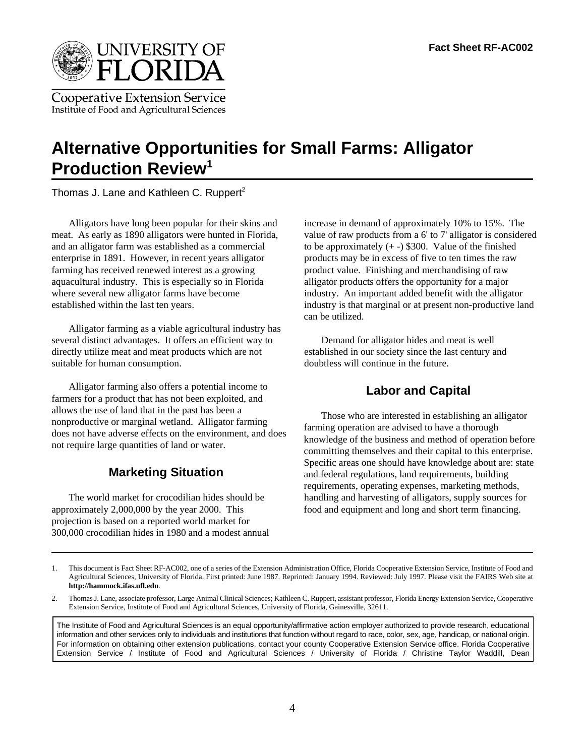**Fact Sheet RF-AC002**

UNIVERSITY OF FLORIDA

Cooperative Extension Service
Institute of Food and Agricultural Sciences

# Alternative Opportunities for Small Farms: Alligator Production Review[1]

Thomas J. Lane and Kathleen C. Ruppert[2]

Alligators have long been popular for their skins and meat. As early as 1890 alligators were hunted in Florida, and an alligator farm was established as a commercial enterprise in 1891. However, in recent years alligator farming has received renewed interest as a growing aquacultural industry. This is especially so in Florida where several new alligator farms have become established within the last ten years.

Alligator farming as a viable agricultural industry has several distinct advantages. It offers an efficient way to directly utilize meat and meat products which are not suitable for human consumption.

Alligator farming also offers a potential income to farmers for a product that has not been exploited, and allows the use of land that in the past has been a nonproductive or marginal wetland. Alligator farming does not have adverse effects on the environment, and does not require large quantities of land or water.

## Marketing Situation

The world market for crocodilian hides should be approximately 2,000,000 by the year 2000. This projection is based on a reported world market for 300,000 crocodilian hides in 1980 and a modest annual increase in demand of approximately 10% to 15%. The value of raw products from a 6' to 7' alligator is considered to be approximately (+ -) $300. Value of the finished products may be in excess of five to ten times the raw product value. Finishing and merchandising of raw alligator products offers the opportunity for a major industry. An important added benefit with the alligator industry is that marginal or at present non-productive land can be utilized.

Demand for alligator hides and meat is well established in our society since the last century and doubtless will continue in the future.

## Labor and Capital

Those who are interested in establishing an alligator farming operation are advised to have a thorough knowledge of the business and method of operation before committing themselves and their capital to this enterprise. Specific areas one should have knowledge about are: state and federal regulations, land requirements, building requirements, operating expenses, marketing methods, handling and harvesting of alligators, supply sources for food and equipment and long and short term financing.

---

1. This document is Fact Sheet RF-AC002, one of a series of the Extension Administration Office, Florida Cooperative Extension Service, Institute of Food and Agricultural Sciences, University of Florida. First printed: June 1987. Reprinted: January 1994. Reviewed: July 1997. Please visit the FAIRS Web site at **http://hammock.ifas.ufl.edu**.

2. Thomas J. Lane, associate professor, Large Animal Clinical Sciences; Kathleen C. Ruppert, assistant professor, Florida Energy Extension Service, Cooperative Extension Service, Institute of Food and Agricultural Sciences, University of Florida, Gainesville, 32611.

The Institute of Food and Agricultural Sciences is an equal opportunity/affirmative action employer authorized to provide research, educational information and other services only to individuals and institutions that function without regard to race, color, sex, age, handicap, or national origin. For information on obtaining other extension publications, contact your county Cooperative Extension Service office. Florida Cooperative Extension Service / Institute of Food and Agricultural Sciences / University of Florida / Christine Taylor Waddill, Dean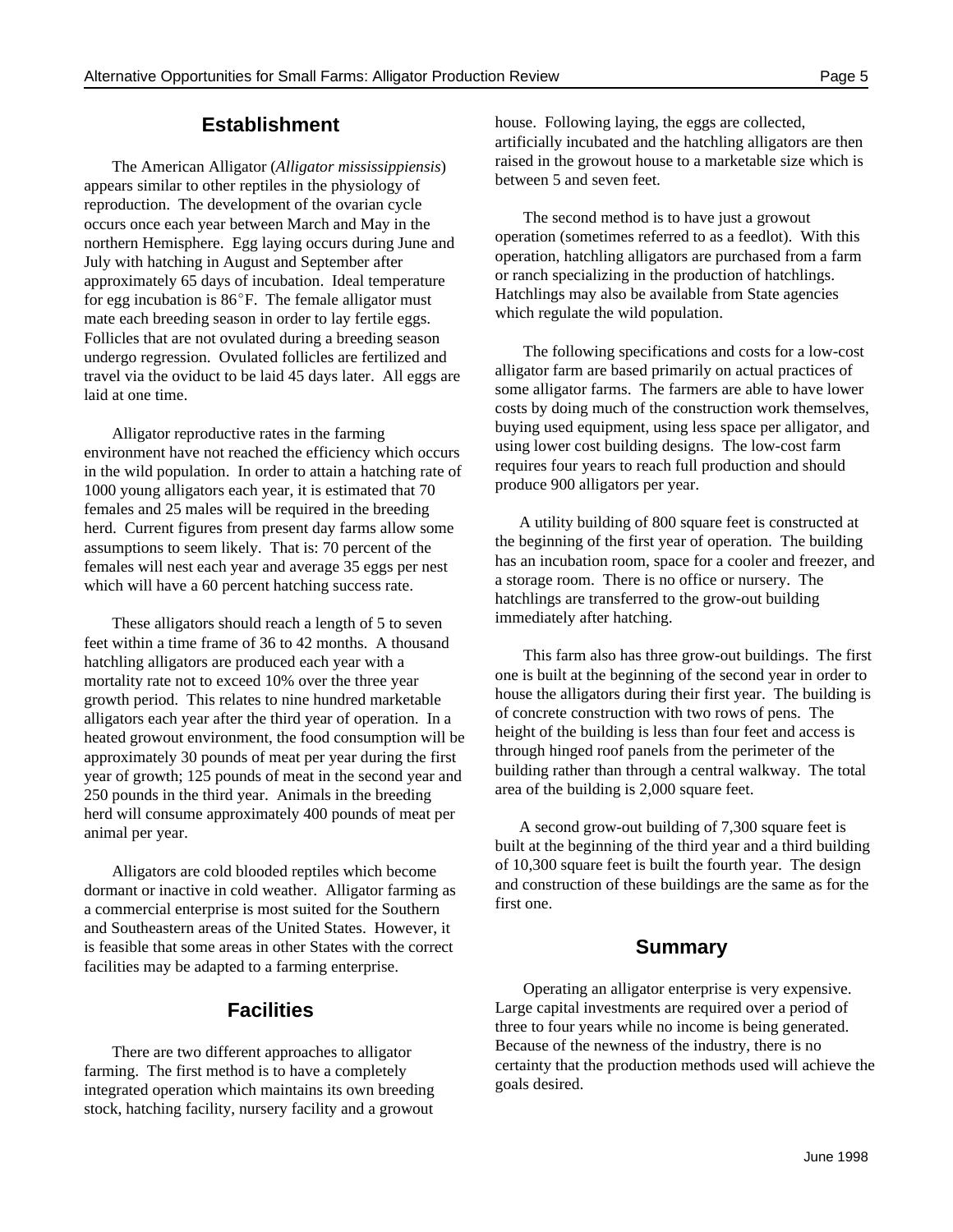## Establishment

The American Alligator (*Alligator mississippiensis*) appears similar to other reptiles in the physiology of reproduction. The development of the ovarian cycle occurs once each year between March and May in the northern Hemisphere. Egg laying occurs during June and July with hatching in August and September after approximately 65 days of incubation. Ideal temperature for egg incubation is 86°F. The female alligator must mate each breeding season in order to lay fertile eggs. Follicles that are not ovulated during a breeding season undergo regression. Ovulated follicles are fertilized and travel via the oviduct to be laid 45 days later. All eggs are laid at one time.

Alligator reproductive rates in the farming environment have not reached the efficiency which occurs in the wild population. In order to attain a hatching rate of 1000 young alligators each year, it is estimated that 70 females and 25 males will be required in the breeding herd. Current figures from present day farms allow some assumptions to seem likely. That is: 70 percent of the females will nest each year and average 35 eggs per nest which will have a 60 percent hatching success rate.

These alligators should reach a length of 5 to seven feet within a time frame of 36 to 42 months. A thousand hatchling alligators are produced each year with a mortality rate not to exceed 10% over the three year growth period. This relates to nine hundred marketable alligators each year after the third year of operation. In a heated growout environment, the food consumption will be approximately 30 pounds of meat per year during the first year of growth; 125 pounds of meat in the second year and 250 pounds in the third year. Animals in the breeding herd will consume approximately 400 pounds of meat per animal per year.

Alligators are cold blooded reptiles which become dormant or inactive in cold weather. Alligator farming as a commercial enterprise is most suited for the Southern and Southeastern areas of the United States. However, it is feasible that some areas in other States with the correct facilities may be adapted to a farming enterprise.

## Facilities

There are two different approaches to alligator farming. The first method is to have a completely integrated operation which maintains its own breeding stock, hatching facility, nursery facility and a growout house. Following laying, the eggs are collected, artificially incubated and the hatchling alligators are then raised in the growout house to a marketable size which is between 5 and seven feet.

The second method is to have just a growout operation (sometimes referred to as a feedlot). With this operation, hatchling alligators are purchased from a farm or ranch specializing in the production of hatchlings. Hatchlings may also be available from State agencies which regulate the wild population.

The following specifications and costs for a low-cost alligator farm are based primarily on actual practices of some alligator farms. The farmers are able to have lower costs by doing much of the construction work themselves, buying used equipment, using less space per alligator, and using lower cost building designs. The low-cost farm requires four years to reach full production and should produce 900 alligators per year.

A utility building of 800 square feet is constructed at the beginning of the first year of operation. The building has an incubation room, space for a cooler and freezer, and a storage room. There is no office or nursery. The hatchlings are transferred to the grow-out building immediately after hatching.

This farm also has three grow-out buildings. The first one is built at the beginning of the second year in order to house the alligators during their first year. The building is of concrete construction with two rows of pens. The height of the building is less than four feet and access is through hinged roof panels from the perimeter of the building rather than through a central walkway. The total area of the building is 2,000 square feet.

A second grow-out building of 7,300 square feet is built at the beginning of the third year and a third building of 10,300 square feet is built the fourth year. The design and construction of these buildings are the same as for the first one.

## Summary

Operating an alligator enterprise is very expensive. Large capital investments are required over a period of three to four years while no income is being generated. Because of the newness of the industry, there is no certainty that the production methods used will achieve the goals desired.

June 1998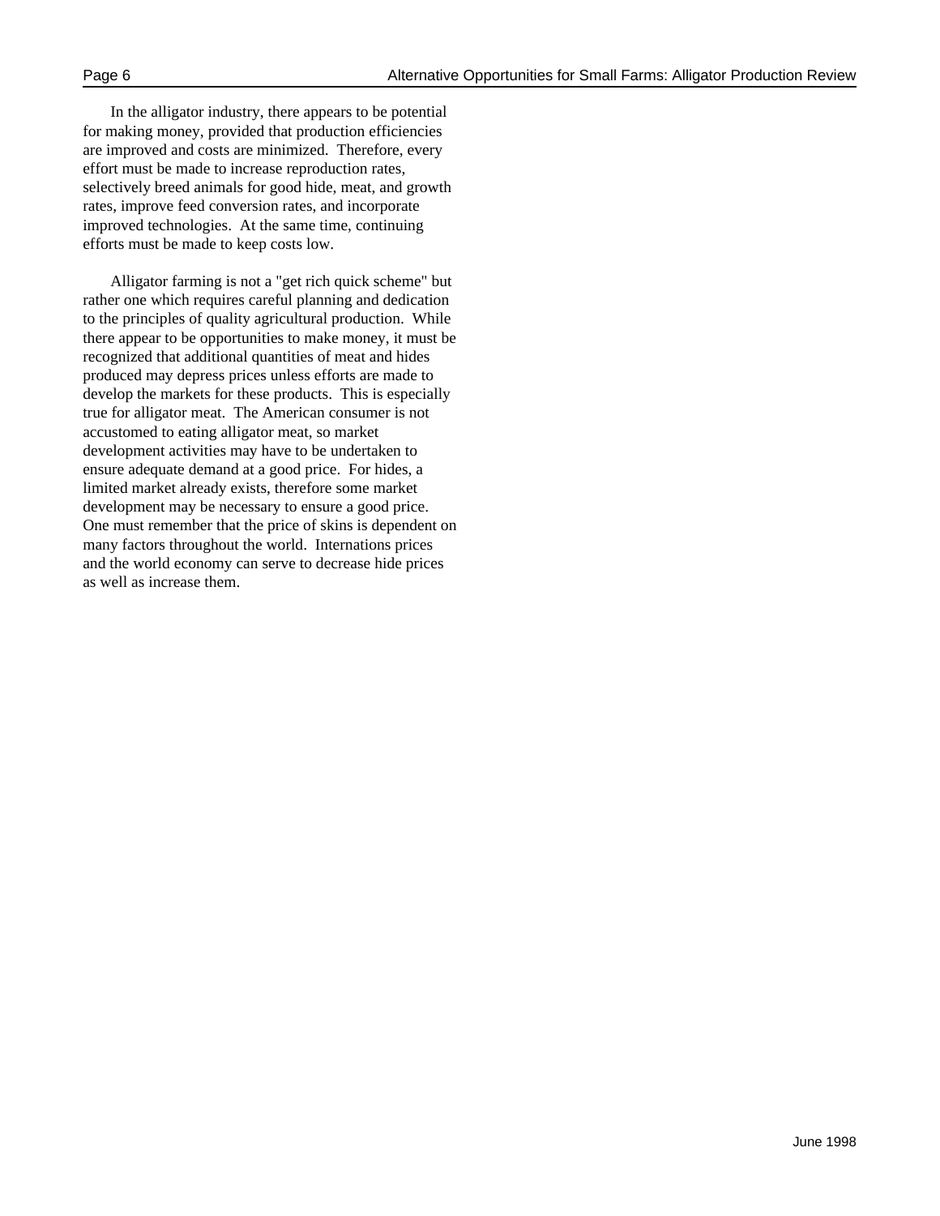In the alligator industry, there appears to be potential for making money, provided that production efficiencies are improved and costs are minimized. Therefore, every effort must be made to increase reproduction rates, selectively breed animals for good hide, meat, and growth rates, improve feed conversion rates, and incorporate improved technologies. At the same time, continuing efforts must be made to keep costs low.

Alligator farming is not a "get rich quick scheme" but rather one which requires careful planning and dedication to the principles of quality agricultural production. While there appear to be opportunities to make money, it must be recognized that additional quantities of meat and hides produced may depress prices unless efforts are made to develop the markets for these products. This is especially true for alligator meat. The American consumer is not accustomed to eating alligator meat, so market development activities may have to be undertaken to ensure adequate demand at a good price. For hides, a limited market already exists, therefore some market development may be necessary to ensure a good price. One must remember that the price of skins is dependent on many factors throughout the world. Internations prices and the world economy can serve to decrease hide prices as well as increase them.